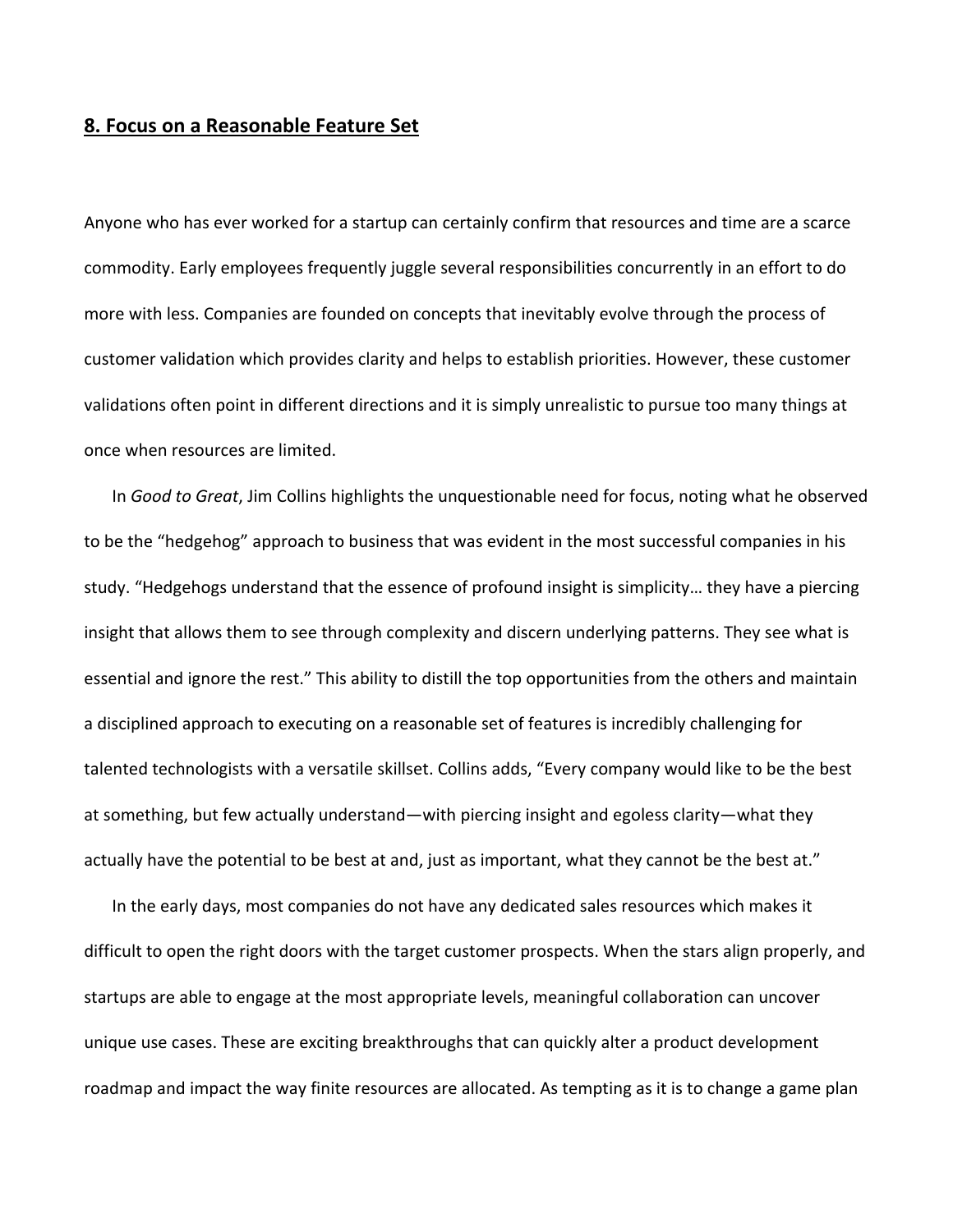## **8. Focus on a Reasonable Feature Set**

Anyone who has ever worked for a startup can certainly confirm that resources and time are a scarce commodity. Early employees frequently juggle several responsibilities concurrently in an effort to do more with less. Companies are founded on concepts that inevitably evolve through the process of customer validation which provides clarity and helps to establish priorities. However, these customer validations often point in different directions and it is simply unrealistic to pursue too many things at once when resources are limited.

In *Good to Great*, Jim Collins highlights the unquestionable need for focus, noting what he observed to be the "hedgehog" approach to business that was evident in the most successful companies in his study. "Hedgehogs understand that the essence of profound insight is simplicity… they have a piercing insight that allows them to see through complexity and discern underlying patterns. They see what is essential and ignore the rest." This ability to distill the top opportunities from the others and maintain a disciplined approach to executing on a reasonable set of features is incredibly challenging for talented technologists with a versatile skillset. Collins adds, "Every company would like to be the best at something, but few actually understand—with piercing insight and egoless clarity—what they actually have the potential to be best at and, just as important, what they cannot be the best at."

In the early days, most companies do not have any dedicated sales resources which makes it difficult to open the right doors with the target customer prospects. When the stars align properly, and startups are able to engage at the most appropriate levels, meaningful collaboration can uncover unique use cases. These are exciting breakthroughs that can quickly alter a product development roadmap and impact the way finite resources are allocated. As tempting as it is to change a game plan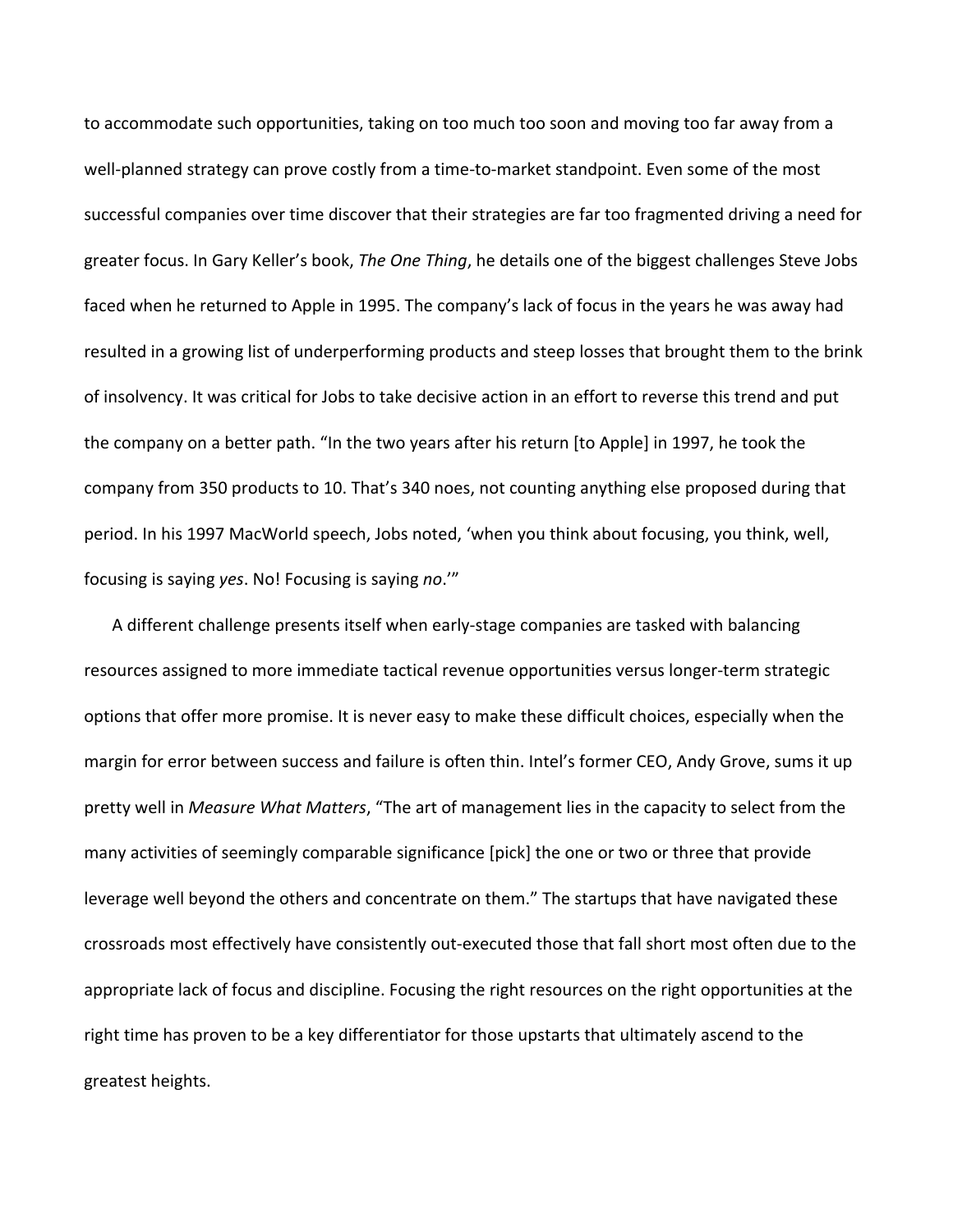to accommodate such opportunities, taking on too much too soon and moving too far away from a well-planned strategy can prove costly from a time-to-market standpoint. Even some of the most successful companies over time discover that their strategies are far too fragmented driving a need for greater focus. In Gary Keller's book, *The One Thing*, he details one of the biggest challenges Steve Jobs faced when he returned to Apple in 1995. The company's lack of focus in the years he was away had resulted in a growing list of underperforming products and steep losses that brought them to the brink of insolvency. It was critical for Jobs to take decisive action in an effort to reverse this trend and put the company on a better path. "In the two years after his return [to Apple] in 1997, he took the company from 350 products to 10. That's 340 noes, not counting anything else proposed during that period. In his 1997 MacWorld speech, Jobs noted, 'when you think about focusing, you think, well, focusing is saying *yes*. No! Focusing is saying *no*.'"

A different challenge presents itself when early-stage companies are tasked with balancing resources assigned to more immediate tactical revenue opportunities versus longer-term strategic options that offer more promise. It is never easy to make these difficult choices, especially when the margin for error between success and failure is often thin. Intel's former CEO, Andy Grove, sums it up pretty well in *Measure What Matters*, "The art of management lies in the capacity to select from the many activities of seemingly comparable significance [pick] the one or two or three that provide leverage well beyond the others and concentrate on them." The startups that have navigated these crossroads most effectively have consistently out-executed those that fall short most often due to the appropriate lack of focus and discipline. Focusing the right resources on the right opportunities at the right time has proven to be a key differentiator for those upstarts that ultimately ascend to the greatest heights.